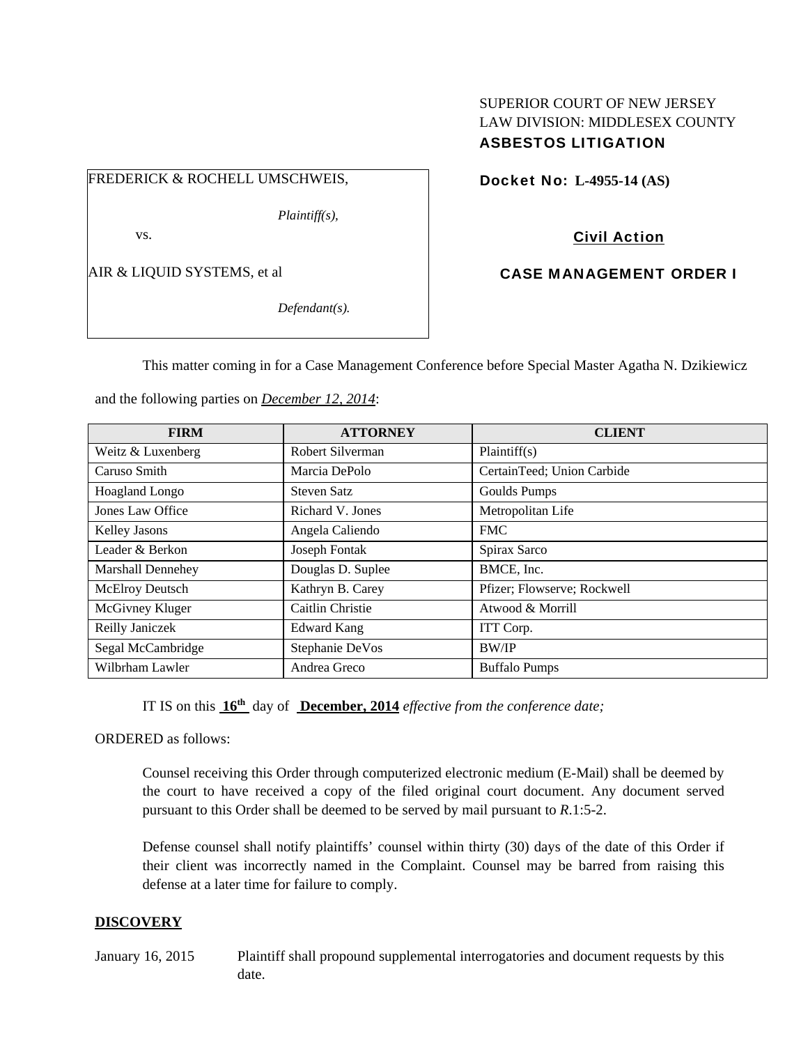SUPERIOR COURT OF NEW JERSEY
LAW DIVISION: MIDDLESEX COUNTY
**ASBESTOS LITIGATION**

FREDERICK & ROCHELL UMSCHWEIS,

*Plaintiff(s),*

vs.

AIR & LIQUID SYSTEMS, et al

*Defendant(s).*

**Docket No: L-4955-14 (AS)**

**Civil Action**

**CASE MANAGEMENT ORDER I**

This matter coming in for a Case Management Conference before Special Master Agatha N. Dzikiewicz and the following parties on ***December 12, 2014***:

| FIRM | ATTORNEY | CLIENT |
|---|---|---|
| Weitz & Luxenberg | Robert Silverman | Plaintiff(s) |
| Caruso Smith | Marcia DePolo | CertainTeed; Union Carbide |
| Hoagland Longo | Steven Satz | Goulds Pumps |
| Jones Law Office | Richard V. Jones | Metropolitan Life |
| Kelley Jasons | Angela Caliendo | FMC |
| Leader & Berkon | Joseph Fontak | Spirax Sarco |
| Marshall Dennehey | Douglas D. Suplee | BMCE, Inc. |
| McElroy Deutsch | Kathryn B. Carey | Pfizer; Flowserve; Rockwell |
| McGivney Kluger | Caitlin Christie | Atwood & Morrill |
| Reilly Janiczek | Edward Kang | ITT Corp. |
| Segal McCambridge | Stephanie DeVos | BW/IP |
| Wilbrham Lawler | Andrea Greco | Buffalo Pumps |

IT IS on this **16th** day of **December, 2014** *effective from the conference date;*

ORDERED as follows:

Counsel receiving this Order through computerized electronic medium (E-Mail) shall be deemed by the court to have received a copy of the filed original court document. Any document served pursuant to this Order shall be deemed to be served by mail pursuant to *R*.1:5-2.

Defense counsel shall notify plaintiffs' counsel within thirty (30) days of the date of this Order if their client was incorrectly named in the Complaint. Counsel may be barred from raising this defense at a later time for failure to comply.

## DISCOVERY

January 16, 2015 Plaintiff shall propound supplemental interrogatories and document requests by this date.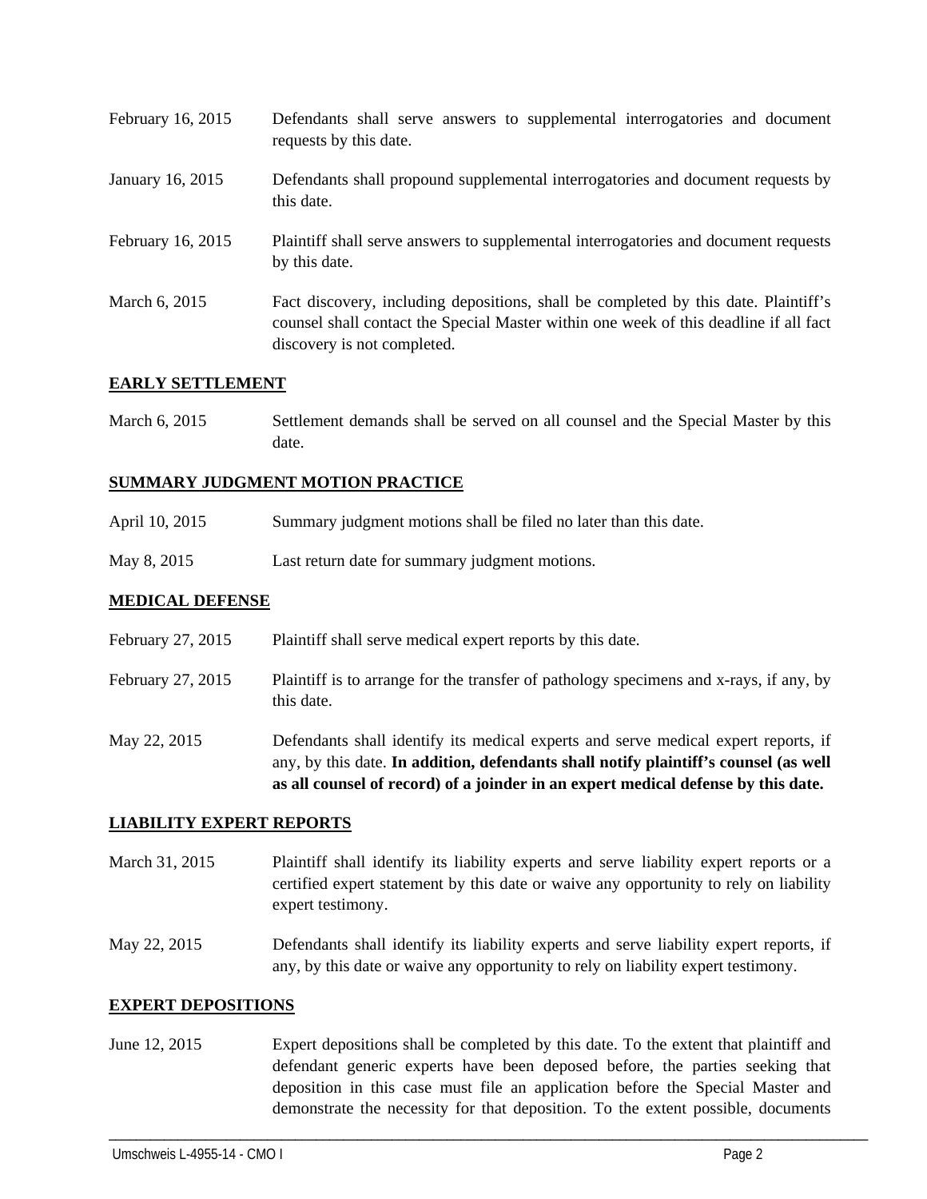February 16, 2015 Defendants shall serve answers to supplemental interrogatories and document requests by this date.

January 16, 2015 Defendants shall propound supplemental interrogatories and document requests by this date.

February 16, 2015 Plaintiff shall serve answers to supplemental interrogatories and document requests by this date.

March 6, 2015 Fact discovery, including depositions, shall be completed by this date. Plaintiff's counsel shall contact the Special Master within one week of this deadline if all fact discovery is not completed.

## EARLY SETTLEMENT

March 6, 2015 Settlement demands shall be served on all counsel and the Special Master by this date.

## SUMMARY JUDGMENT MOTION PRACTICE

April 10, 2015 Summary judgment motions shall be filed no later than this date.

May 8, 2015 Last return date for summary judgment motions.

## MEDICAL DEFENSE

February 27, 2015 Plaintiff shall serve medical expert reports by this date.

February 27, 2015 Plaintiff is to arrange for the transfer of pathology specimens and x-rays, if any, by this date.

May 22, 2015 Defendants shall identify its medical experts and serve medical expert reports, if any, by this date. **In addition, defendants shall notify plaintiff's counsel (as well as all counsel of record) of a joinder in an expert medical defense by this date.**

## LIABILITY EXPERT REPORTS

March 31, 2015 Plaintiff shall identify its liability experts and serve liability expert reports or a certified expert statement by this date or waive any opportunity to rely on liability expert testimony.

May 22, 2015 Defendants shall identify its liability experts and serve liability expert reports, if any, by this date or waive any opportunity to rely on liability expert testimony.

## EXPERT DEPOSITIONS

June 12, 2015 Expert depositions shall be completed by this date. To the extent that plaintiff and defendant generic experts have been deposed before, the parties seeking that deposition in this case must file an application before the Special Master and demonstrate the necessity for that deposition. To the extent possible, documents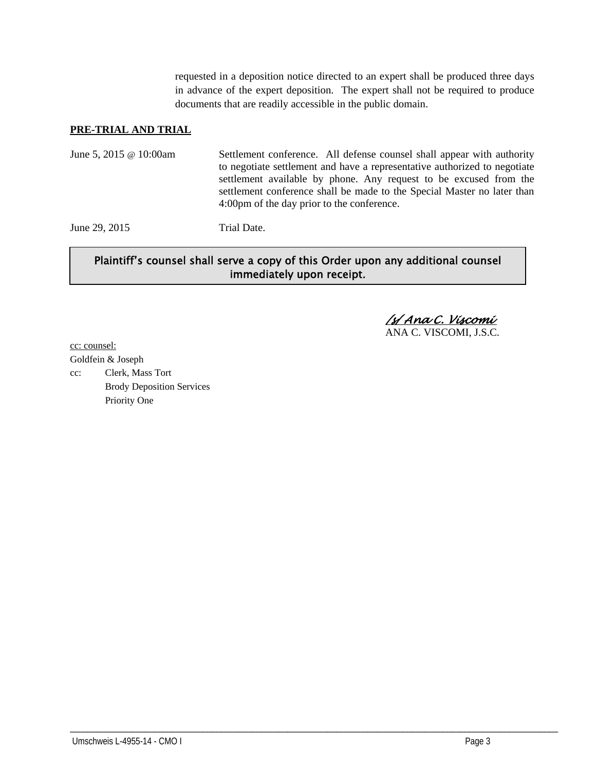requested in a deposition notice directed to an expert shall be produced three days in advance of the expert deposition. The expert shall not be required to produce documents that are readily accessible in the public domain.

**PRE-TRIAL AND TRIAL**

| | |
|---|---|
| June 5, 2015 @ 10:00am | Settlement conference. All defense counsel shall appear with authority to negotiate settlement and have a representative authorized to negotiate settlement available by phone. Any request to be excused from the settlement conference shall be made to the Special Master no later than 4:00pm of the day prior to the conference. |
| June 29, 2015 | Trial Date. |

**Plaintiff's counsel shall serve a copy of this Order upon any additional counsel immediately upon receipt.**

/s/ Ana C. Viscomi
ANA C. VISCOMI, J.S.C.

cc: counsel:
Goldfein & Joseph
cc: Clerk, Mass Tort
Brody Deposition Services
Priority One